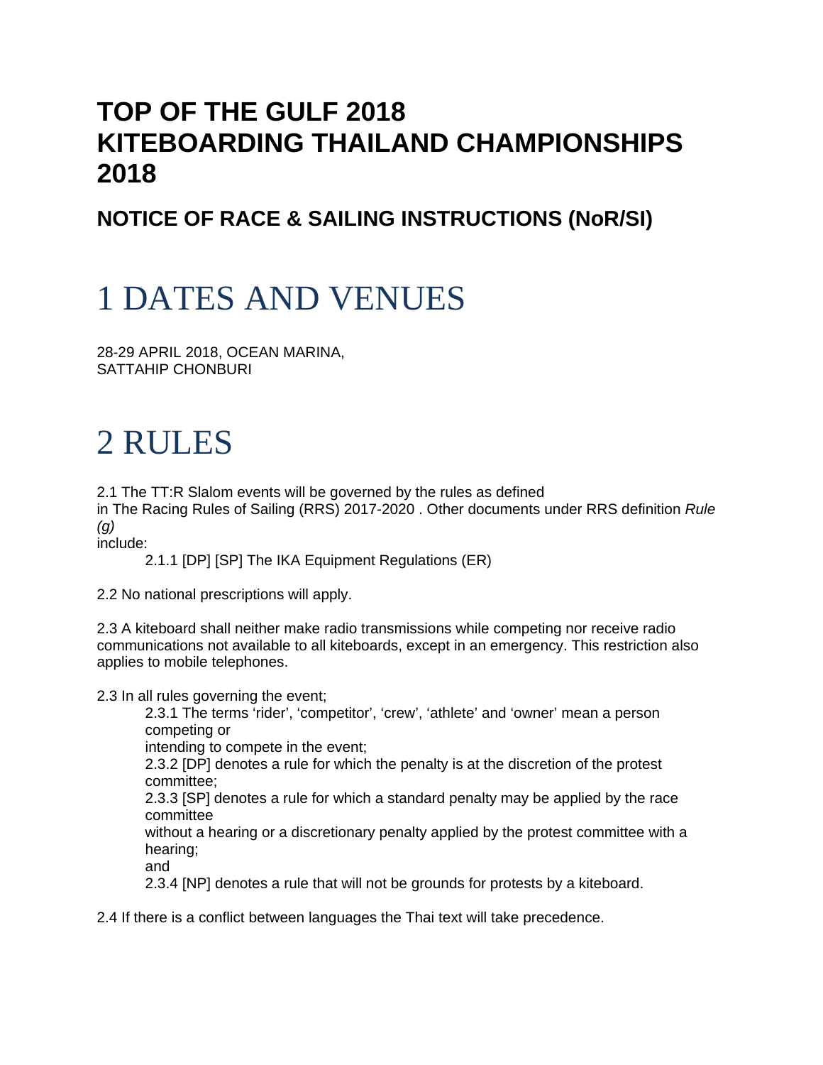# TOP OF THE GULF 2018
# KITEBOARDING THAILAND CHAMPIONSHIPS 2018

## NOTICE OF RACE & SAILING INSTRUCTIONS (NoR/SI)

# 1 DATES AND VENUES

28-29 APRIL 2018, OCEAN MARINA,
SATTAHIP CHONBURI

# 2 RULES

2.1 The TT:R Slalom events will be governed by the rules as defined in The Racing Rules of Sailing (RRS) 2017-2020 . Other documents under RRS definition *Rule (g)* include:

- 2.1.1 [DP] [SP] The IKA Equipment Regulations (ER)

2.2 No national prescriptions will apply.

2.3 A kiteboard shall neither make radio transmissions while competing nor receive radio communications not available to all kiteboards, except in an emergency. This restriction also applies to mobile telephones.

2.3 In all rules governing the event;

- 2.3.1 The terms 'rider', 'competitor', 'crew', 'athlete' and 'owner' mean a person competing or intending to compete in the event;
- 2.3.2 [DP] denotes a rule for which the penalty is at the discretion of the protest committee;
- 2.3.3 [SP] denotes a rule for which a standard penalty may be applied by the race committee without a hearing or a discretionary penalty applied by the protest committee with a hearing; and
- 2.3.4 [NP] denotes a rule that will not be grounds for protests by a kiteboard.

2.4 If there is a conflict between languages the Thai text will take precedence.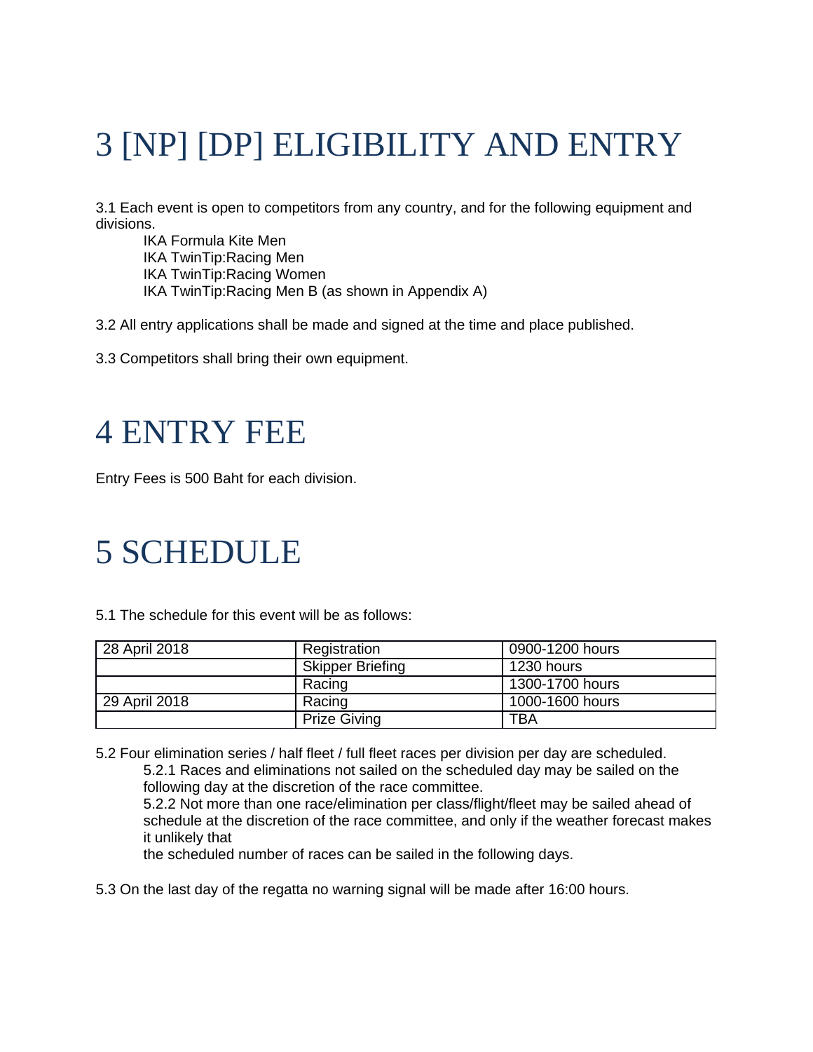# 3 [NP] [DP] ELIGIBILITY AND ENTRY

3.1 Each event is open to competitors from any country, and for the following equipment and divisions.

IKA Formula Kite Men
IKA TwinTip:Racing Men
IKA TwinTip:Racing Women
IKA TwinTip:Racing Men B (as shown in Appendix A)

3.2 All entry applications shall be made and signed at the time and place published.

3.3 Competitors shall bring their own equipment.

# 4 ENTRY FEE

Entry Fees is 500 Baht for each division.

# 5 SCHEDULE

5.1 The schedule for this event will be as follows:

| 28 April 2018 | Registration | 0900-1200 hours |
|---|---|---|
| | Skipper Briefing | 1230 hours |
| | Racing | 1300-1700 hours |
| 29 April 2018 | Racing | 1000-1600 hours |
| | Prize Giving | TBA |

5.2 Four elimination series / half fleet / full fleet races per division per day are scheduled.

5.2.1 Races and eliminations not sailed on the scheduled day may be sailed on the following day at the discretion of the race committee.

5.2.2 Not more than one race/elimination per class/flight/fleet may be sailed ahead of schedule at the discretion of the race committee, and only if the weather forecast makes it unlikely that the scheduled number of races can be sailed in the following days.

5.3 On the last day of the regatta no warning signal will be made after 16:00 hours.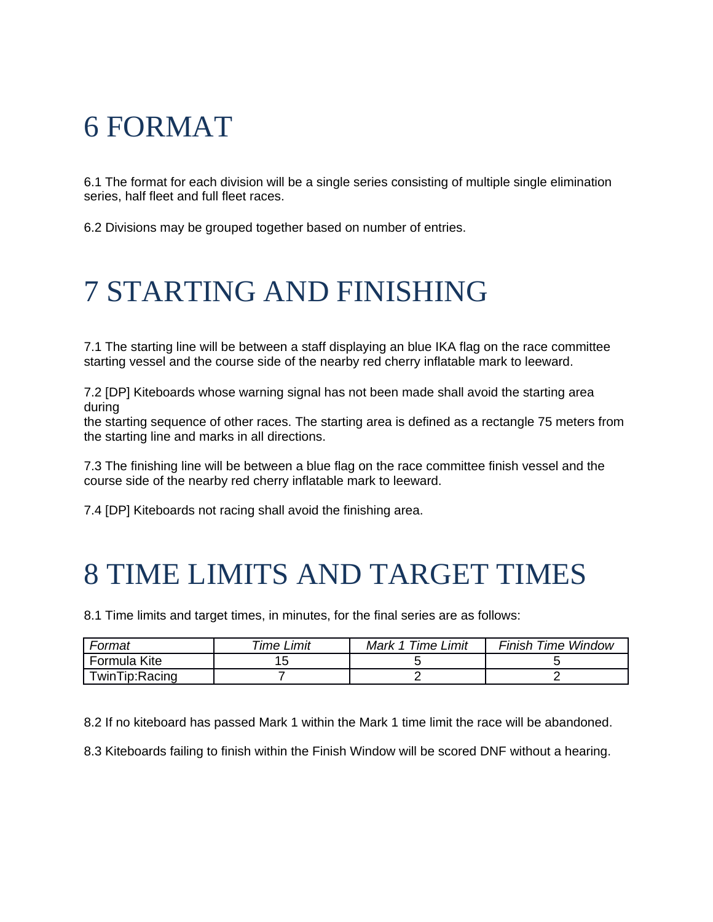# 6 FORMAT

6.1 The format for each division will be a single series consisting of multiple single elimination series, half fleet and full fleet races.

6.2 Divisions may be grouped together based on number of entries.

# 7 STARTING AND FINISHING

7.1 The starting line will be between a staff displaying an blue IKA flag on the race committee starting vessel and the course side of the nearby red cherry inflatable mark to leeward.

7.2 [DP] Kiteboards whose warning signal has not been made shall avoid the starting area during
the starting sequence of other races. The starting area is defined as a rectangle 75 meters from the starting line and marks in all directions.

7.3 The finishing line will be between a blue flag on the race committee finish vessel and the course side of the nearby red cherry inflatable mark to leeward.

7.4 [DP] Kiteboards not racing shall avoid the finishing area.

# 8 TIME LIMITS AND TARGET TIMES

8.1 Time limits and target times, in minutes, for the final series are as follows:

| *Format* | *Time Limit* | *Mark 1 Time Limit* | *Finish Time Window* |
|---|---|---|---|
| Formula Kite | 15 | 5 | 5 |
| TwinTip:Racing | 7 | 2 | 2 |

8.2 If no kiteboard has passed Mark 1 within the Mark 1 time limit the race will be abandoned.

8.3 Kiteboards failing to finish within the Finish Window will be scored DNF without a hearing.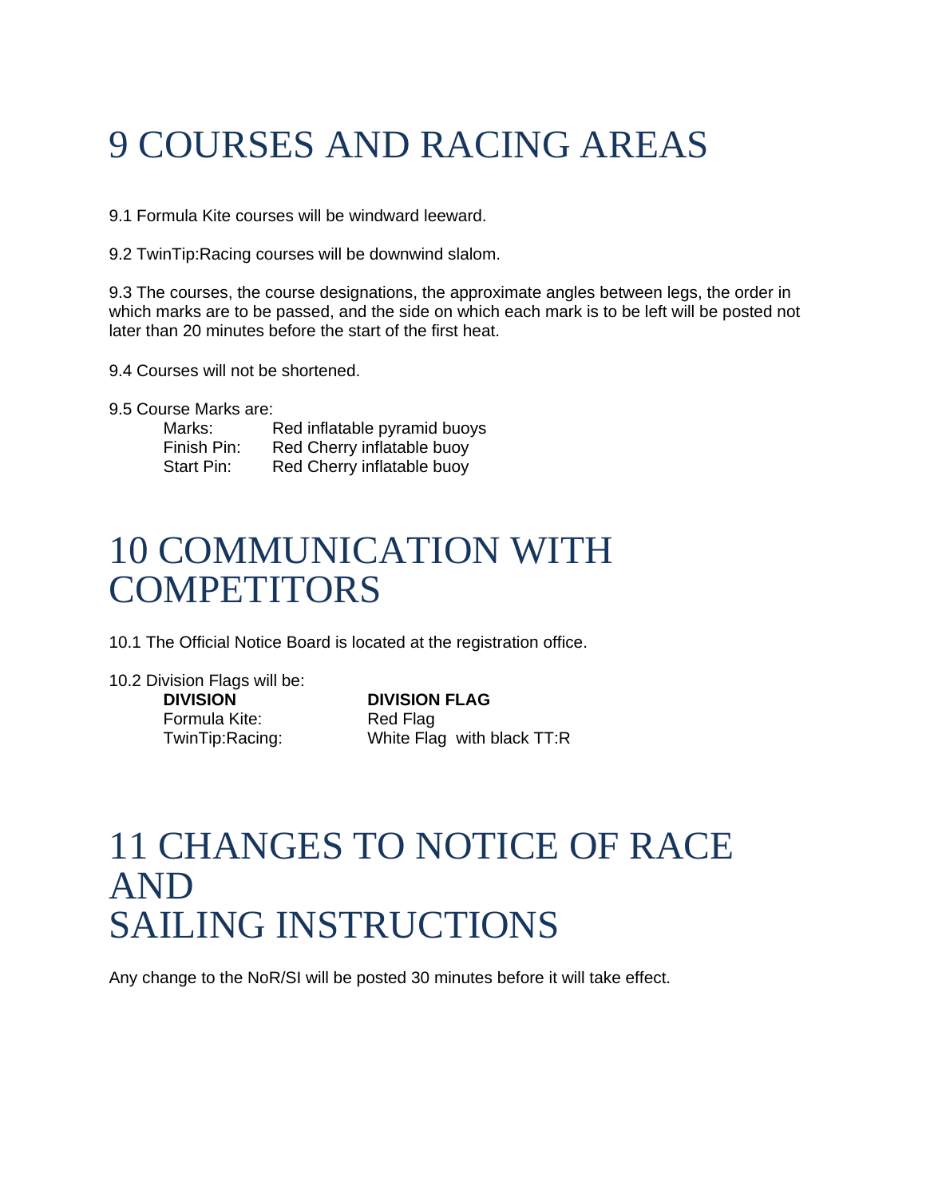# 9 COURSES AND RACING AREAS

9.1 Formula Kite courses will be windward leeward.

9.2 TwinTip:Racing courses will be downwind slalom.

9.3 The courses, the course designations, the approximate angles between legs, the order in which marks are to be passed, and the side on which each mark is to be left will be posted not later than 20 minutes before the start of the first heat.

9.4 Courses will not be shortened.

9.5 Course Marks are:

| | |
|---|---|
| Marks: | Red inflatable pyramid buoys |
| Finish Pin: | Red Cherry inflatable buoy |
| Start Pin: | Red Cherry inflatable buoy |

# 10 COMMUNICATION WITH COMPETITORS

10.1 The Official Notice Board is located at the registration office.

10.2 Division Flags will be:

| **DIVISION** | **DIVISION FLAG** |
|---|---|
| Formula Kite: | Red Flag |
| TwinTip:Racing: | White Flag with black TT:R |

# 11 CHANGES TO NOTICE OF RACE AND SAILING INSTRUCTIONS

Any change to the NoR/SI will be posted 30 minutes before it will take effect.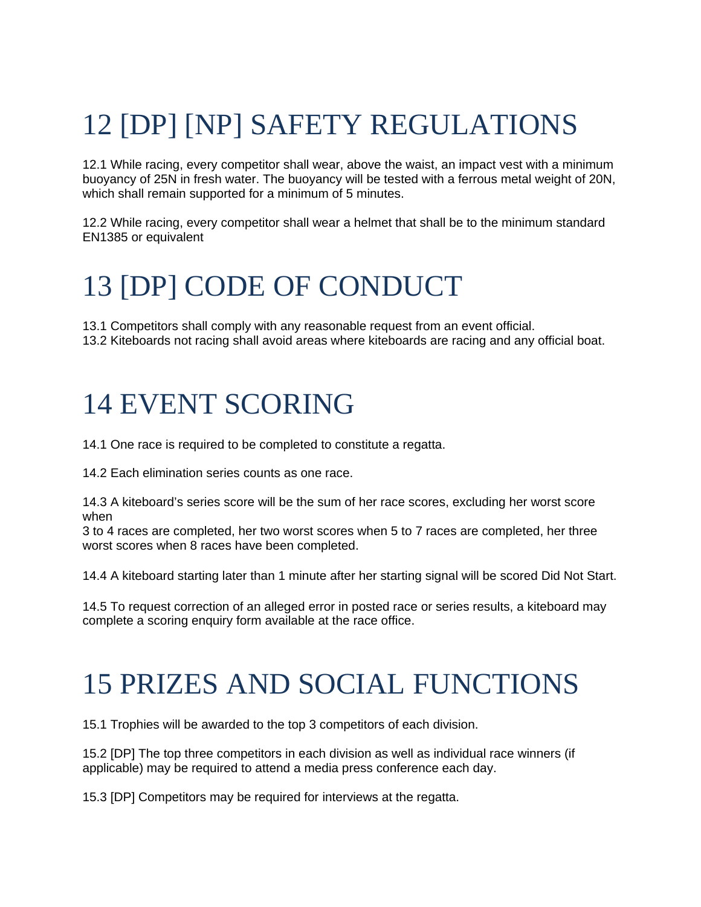# 12 [DP] [NP] SAFETY REGULATIONS

12.1 While racing, every competitor shall wear, above the waist, an impact vest with a minimum buoyancy of 25N in fresh water. The buoyancy will be tested with a ferrous metal weight of 20N, which shall remain supported for a minimum of 5 minutes.

12.2 While racing, every competitor shall wear a helmet that shall be to the minimum standard EN1385 or equivalent

# 13 [DP] CODE OF CONDUCT

13.1 Competitors shall comply with any reasonable request from an event official.
13.2 Kiteboards not racing shall avoid areas where kiteboards are racing and any official boat.

# 14 EVENT SCORING

14.1 One race is required to be completed to constitute a regatta.

14.2 Each elimination series counts as one race.

14.3 A kiteboard's series score will be the sum of her race scores, excluding her worst score when
3 to 4 races are completed, her two worst scores when 5 to 7 races are completed, her three worst scores when 8 races have been completed.

14.4 A kiteboard starting later than 1 minute after her starting signal will be scored Did Not Start.

14.5 To request correction of an alleged error in posted race or series results, a kiteboard may complete a scoring enquiry form available at the race office.

# 15 PRIZES AND SOCIAL FUNCTIONS

15.1 Trophies will be awarded to the top 3 competitors of each division.

15.2 [DP] The top three competitors in each division as well as individual race winners (if applicable) may be required to attend a media press conference each day.

15.3 [DP] Competitors may be required for interviews at the regatta.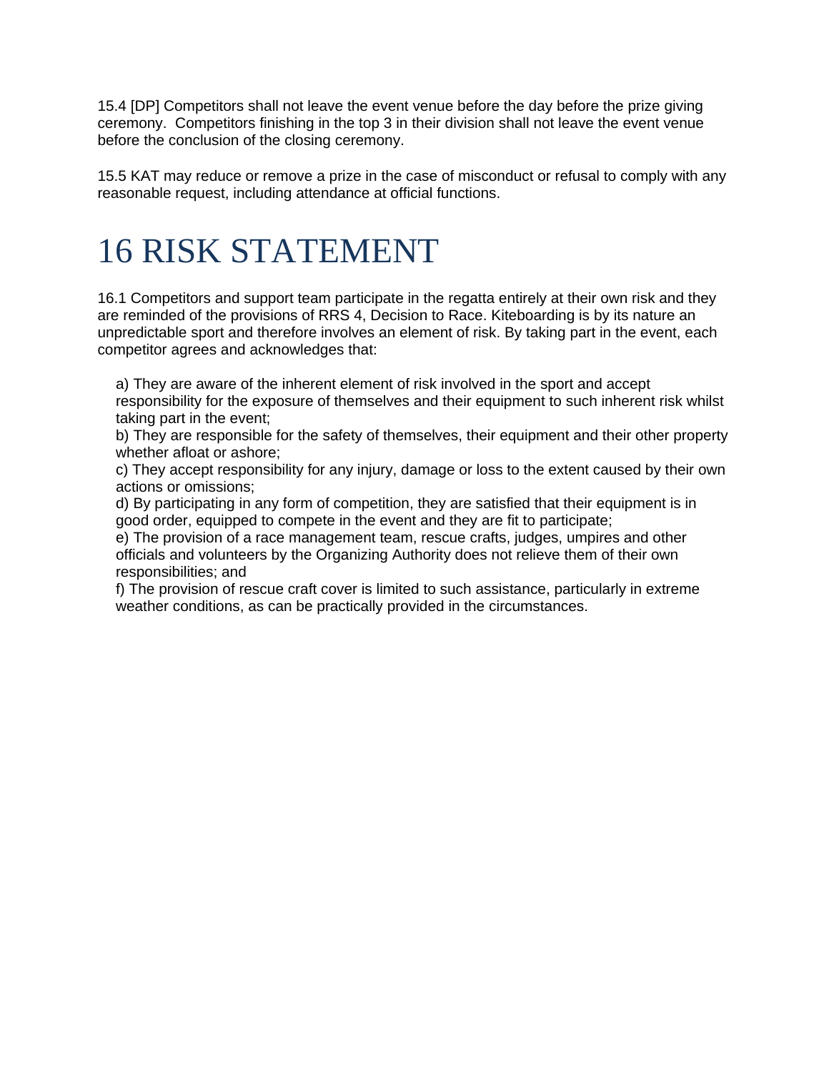15.4 [DP] Competitors shall not leave the event venue before the day before the prize giving ceremony.  Competitors finishing in the top 3 in their division shall not leave the event venue before the conclusion of the closing ceremony.

15.5 KAT may reduce or remove a prize in the case of misconduct or refusal to comply with any reasonable request, including attendance at official functions.

# 16 RISK STATEMENT

16.1 Competitors and support team participate in the regatta entirely at their own risk and they are reminded of the provisions of RRS 4, Decision to Race. Kiteboarding is by its nature an unpredictable sport and therefore involves an element of risk. By taking part in the event, each competitor agrees and acknowledges that:

a) They are aware of the inherent element of risk involved in the sport and accept responsibility for the exposure of themselves and their equipment to such inherent risk whilst taking part in the event;
b) They are responsible for the safety of themselves, their equipment and their other property whether afloat or ashore;
c) They accept responsibility for any injury, damage or loss to the extent caused by their own actions or omissions;
d) By participating in any form of competition, they are satisfied that their equipment is in good order, equipped to compete in the event and they are fit to participate;
e) The provision of a race management team, rescue crafts, judges, umpires and other officials and volunteers by the Organizing Authority does not relieve them of their own responsibilities; and
f) The provision of rescue craft cover is limited to such assistance, particularly in extreme weather conditions, as can be practically provided in the circumstances.